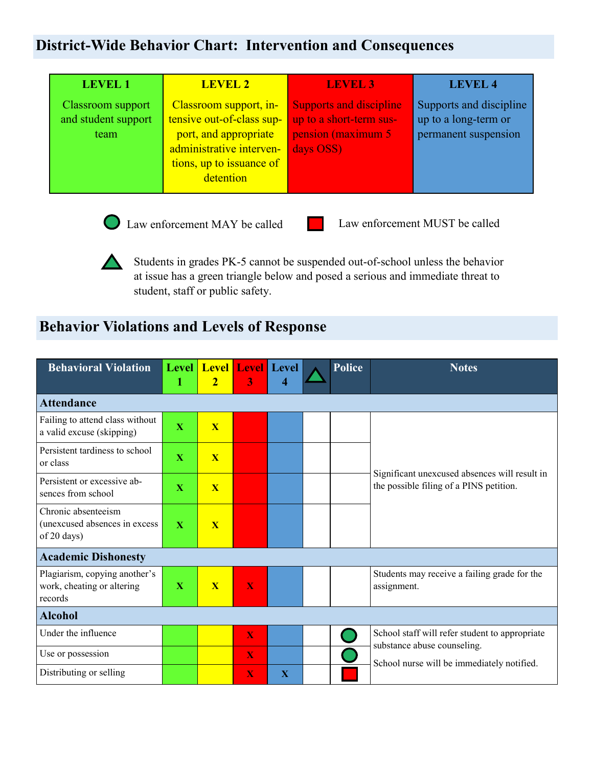## District-Wide Behavior Chart: Intervention and Consequences

| LEVEL 1 | LEVEL 2 | LEVEL 3 | LEVEL 4 |
|---|---|---|---|
| Classroom support and student support team | Classroom support, intensive out-of-class support, and appropriate administrative interventions, up to issuance of detention | Supports and discipline up to a short-term suspension (maximum 5 days OSS) | Supports and discipline up to a long-term or permanent suspension |

● Law enforcement MAY be called ■ Law enforcement MUST be called

▲ Students in grades PK-5 cannot be suspended out-of-school unless the behavior at issue has a green triangle below and posed a serious and immediate threat to student, staff or public safety.

## Behavior Violations and Levels of Response

| Behavioral Violation | Level 1 | Level 2 | Level 3 | Level 4 | ▲ | Police | Notes |
|---|---|---|---|---|---|---|---|
| **Attendance** | | | | | | | |
| Failing to attend class without a valid excuse (skipping) | X | X | | | | | Significant unexcused absences will result in the possible filing of a PINS petition. |
| Persistent tardiness to school or class | X | X | | | | | |
| Persistent or excessive absences from school | X | X | | | | | |
| Chronic absenteeism (unexcused absences in excess of 20 days) | X | X | | | | | |
| **Academic Dishonesty** | | | | | | | |
| Plagiarism, copying another's work, cheating or altering records | X | X | X | | | | Students may receive a failing grade for the assignment. |
| **Alcohol** | | | | | | | |
| Under the influence | | | X | | | ● | School staff will refer student to appropriate substance abuse counseling. School nurse will be immediately notified. |
| Use or possession | | | X | | | ● | |
| Distributing or selling | | | X | X | | ■ | |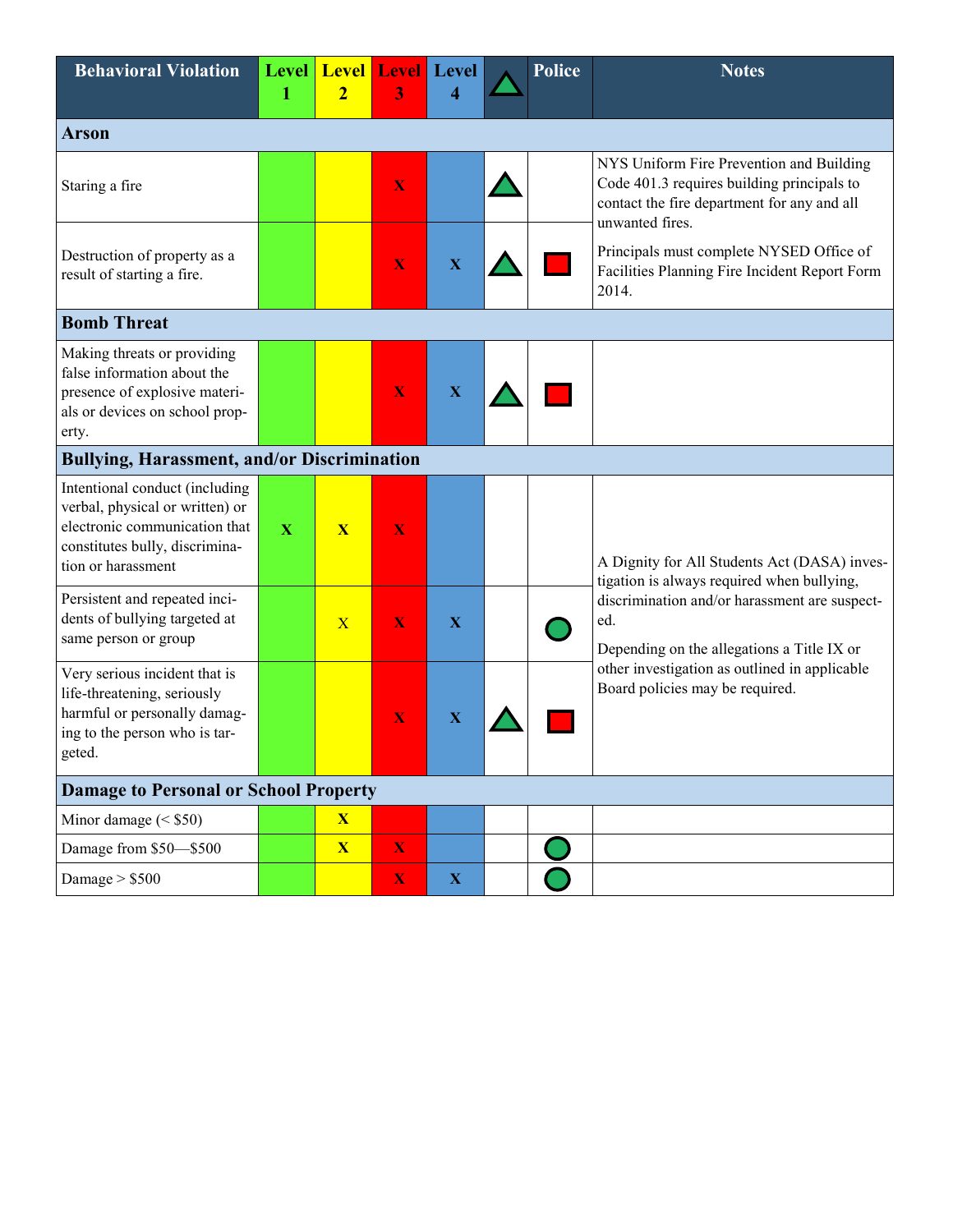| Behavioral Violation | Level 1 | Level 2 | Level 3 | Level 4 | △ | Police | Notes |
|---|---|---|---|---|---|---|---|
| **Arson** | | | | | | | |
| Staring a fire | | | X | | △ | | NYS Uniform Fire Prevention and Building Code 401.3 requires building principals to contact the fire department for any and all unwanted fires. Principals must complete NYSED Office of Facilities Planning Fire Incident Report Form 2014. |
| Destruction of property as a result of starting a fire. | | | X | X | △ | ■ | |
| **Bomb Threat** | | | | | | | |
| Making threats or providing false information about the presence of explosive materials or devices on school property. | | | X | X | △ | ■ | |
| **Bullying, Harassment, and/or Discrimination** | | | | | | | |
| Intentional conduct (including verbal, physical or written) or electronic communication that constitutes bully, discrimination or harassment | X | X | X | | | | A Dignity for All Students Act (DASA) investigation is always required when bullying, discrimination and/or harassment are suspected. Depending on the allegations a Title IX or other investigation as outlined in applicable Board policies may be required. |
| Persistent and repeated incidents of bullying targeted at same person or group | | X | X | X | | ● | |
| Very serious incident that is life-threatening, seriously harmful or personally damaging to the person who is targeted. | | | X | X | △ | ■ | |
| **Damage to Personal or School Property** | | | | | | | |
| Minor damage (< $50) | | X | | | | | |
| Damage from $50—$500 | | X | X | | | ● | |
| Damage > $500 | | | X | X | | ● | |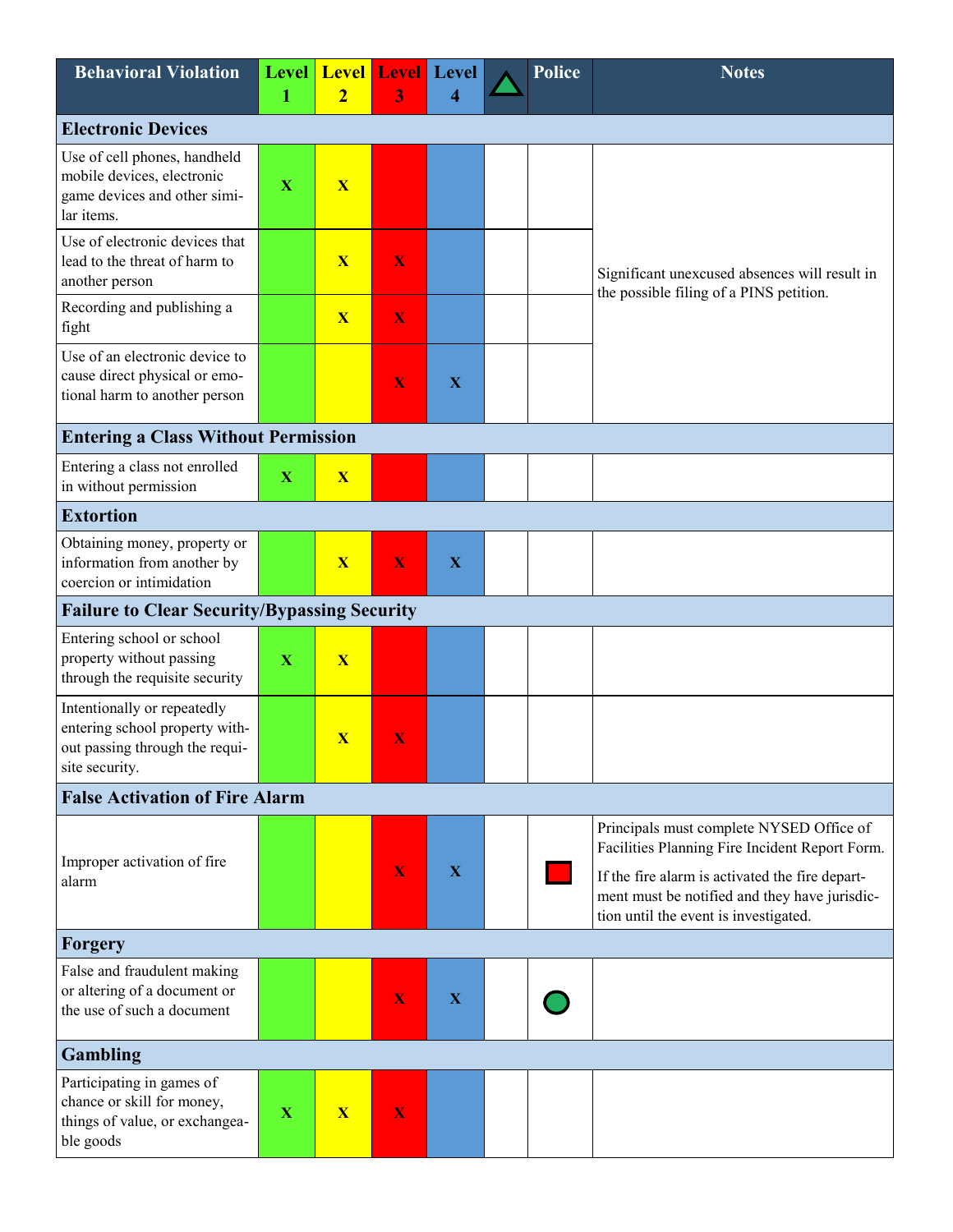| Behavioral Violation | Level 1 | Level 2 | Level 3 | Level 4 | △ | Police | Notes |
|---|---|---|---|---|---|---|---|
| **Electronic Devices** | | | | | | | |
| Use of cell phones, handheld mobile devices, electronic game devices and other similar items. | X | X | | | | | Significant unexcused absences will result in the possible filing of a PINS petition. |
| Use of electronic devices that lead to the threat of harm to another person | | X | X | | | | |
| Recording and publishing a fight | | X | X | | | | |
| Use of an electronic device to cause direct physical or emotional harm to another person | | | X | X | | | |
| **Entering a Class Without Permission** | | | | | | | |
| Entering a class not enrolled in without permission | X | X | | | | | |
| **Extortion** | | | | | | | |
| Obtaining money, property or information from another by coercion or intimidation | | X | X | X | | | |
| **Failure to Clear Security/Bypassing Security** | | | | | | | |
| Entering school or school property without passing through the requisite security | X | X | | | | | |
| Intentionally or repeatedly entering school property without passing through the requisite security. | | X | X | | | | |
| **False Activation of Fire Alarm** | | | | | | | |
| Improper activation of fire alarm | | | X | X | | ■ | Principals must complete NYSED Office of Facilities Planning Fire Incident Report Form. If the fire alarm is activated the fire department must be notified and they have jurisdiction until the event is investigated. |
| **Forgery** | | | | | | | |
| False and fraudulent making or altering of a document or the use of such a document | | | X | X | | ● | |
| **Gambling** | | | | | | | |
| Participating in games of chance or skill for money, things of value, or exchangeable goods | X | X | X | | | | |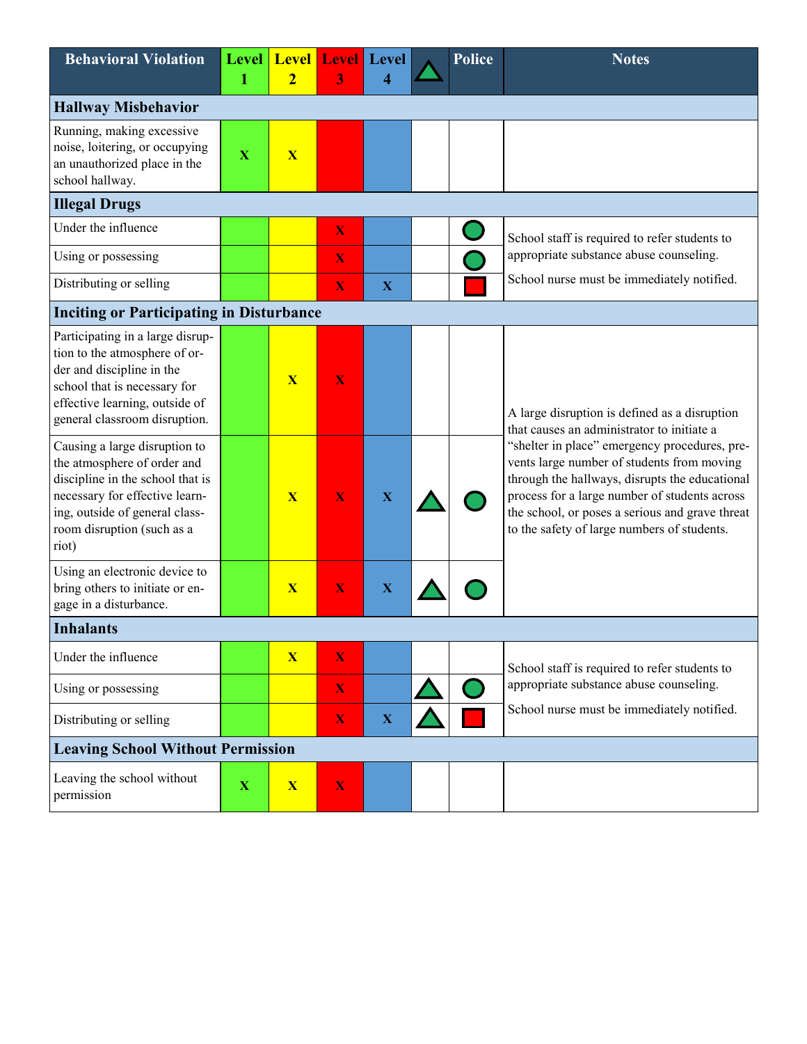| Behavioral Violation | Level 1 | Level 2 | Level 3 | Level 4 | △ | Police | Notes |
|---|---|---|---|---|---|---|---|
| **Hallway Misbehavior** | | | | | | | |
| Running, making excessive noise, loitering, or occupying an unauthorized place in the school hallway. | X | X | | | | | |
| **Illegal Drugs** | | | | | | | |
| Under the influence | | | X | | | ● | School staff is required to refer students to appropriate substance abuse counseling. School nurse must be immediately notified. |
| Using or possessing | | | X | | | ● | |
| Distributing or selling | | | X | X | | ■ | |
| **Inciting or Participating in Disturbance** | | | | | | | |
| Participating in a large disruption to the atmosphere of order and discipline in the school that is necessary for effective learning, outside of general classroom disruption. | | X | X | | | | A large disruption is defined as a disruption that causes an administrator to initiate a "shelter in place" emergency procedures, prevents large number of students from moving through the hallways, disrupts the educational process for a large number of students across the school, or poses a serious and grave threat to the safety of large numbers of students. |
| Causing a large disruption to the atmosphere of order and discipline in the school that is necessary for effective learning, outside of general classroom disruption (such as a riot) | | X | X | X | △ | ● | |
| Using an electronic device to bring others to initiate or engage in a disturbance. | | X | X | X | △ | ● | |
| **Inhalants** | | | | | | | |
| Under the influence | | X | X | | | | School staff is required to refer students to appropriate substance abuse counseling. School nurse must be immediately notified. |
| Using or possessing | | | X | | △ | ● | |
| Distributing or selling | | | X | X | △ | ■ | |
| **Leaving School Without Permission** | | | | | | | |
| Leaving the school without permission | X | X | X | | | | |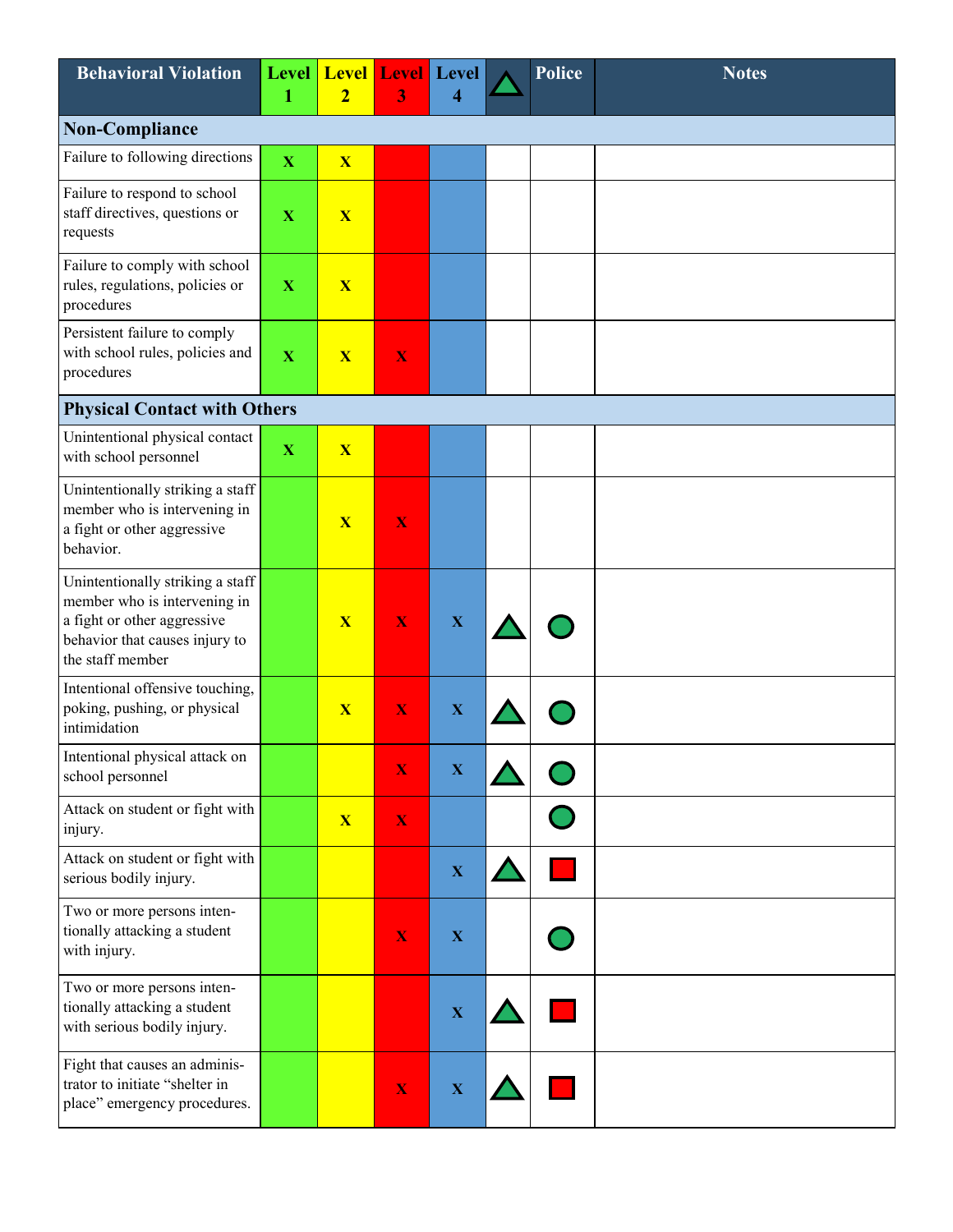| Behavioral Violation | Level 1 | Level 2 | Level 3 | Level 4 | △ | Police | Notes |
|---|---|---|---|---|---|---|---|
| **Non-Compliance** | | | | | | | |
| Failure to following directions | X | X | | | | | |
| Failure to respond to school staff directives, questions or requests | X | X | | | | | |
| Failure to comply with school rules, regulations, policies or procedures | X | X | | | | | |
| Persistent failure to comply with school rules, policies and procedures | X | X | X | | | | |
| **Physical Contact with Others** | | | | | | | |
| Unintentional physical contact with school personnel | X | X | | | | | |
| Unintentionally striking a staff member who is intervening in a fight or other aggressive behavior. | | X | X | | | | |
| Unintentionally striking a staff member who is intervening in a fight or other aggressive behavior that causes injury to the staff member | | X | X | X | △ | ● | |
| Intentional offensive touching, poking, pushing, or physical intimidation | | X | X | X | △ | ● | |
| Intentional physical attack on school personnel | | | X | X | △ | ● | |
| Attack on student or fight with injury. | | X | X | | | ● | |
| Attack on student or fight with serious bodily injury. | | | | X | △ | ■ | |
| Two or more persons intentionally attacking a student with injury. | | | X | X | | ● | |
| Two or more persons intentionally attacking a student with serious bodily injury. | | | | X | △ | ■ | |
| Fight that causes an administrator to initiate "shelter in place" emergency procedures. | | | X | X | △ | ■ | |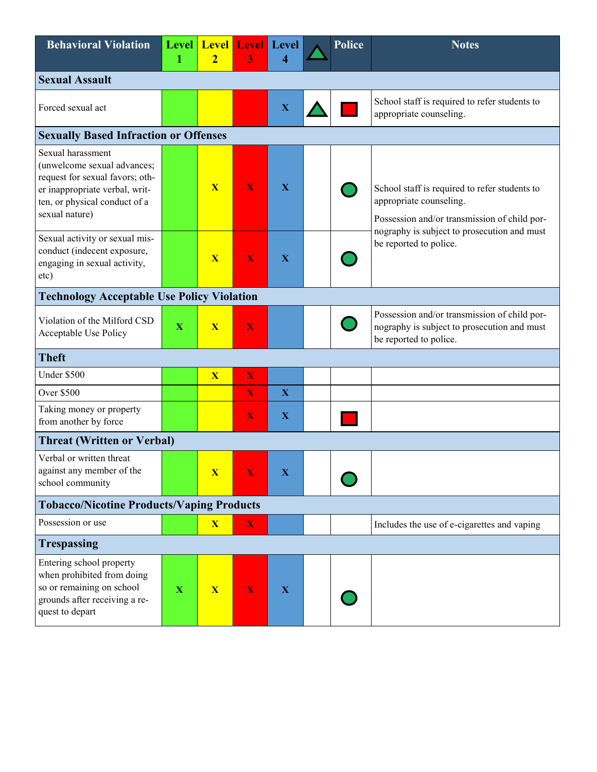| Behavioral Violation | Level 1 | Level 2 | Level 3 | Level 4 | ▲ | Police | Notes |
|---|---|---|---|---|---|---|---|
| **Sexual Assault** | | | | | | | |
| Forced sexual act | | | | X | ▲ | ■ | School staff is required to refer students to appropriate counseling. |
| **Sexually Based Infraction or Offenses** | | | | | | | |
| Sexual harassment (unwelcome sexual advances; request for sexual favors; other inappropriate verbal, written, or physical conduct of a sexual nature) | | X | X | X | | ● | School staff is required to refer students to appropriate counseling. Possession and/or transmission of child pornography is subject to prosecution and must be reported to police. |
| Sexual activity or sexual misconduct (indecent exposure, engaging in sexual activity, etc) | | X | X | X | | ● | |
| **Technology Acceptable Use Policy Violation** | | | | | | | |
| Violation of the Milford CSD Acceptable Use Policy | X | X | X | | | ● | Possession and/or transmission of child pornography is subject to prosecution and must be reported to police. |
| **Theft** | | | | | | | |
| Under $500 | | X | X | | | | |
| Over $500 | | | X | X | | | |
| Taking money or property from another by force | | | X | X | | ■ | |
| **Threat (Written or Verbal)** | | | | | | | |
| Verbal or written threat against any member of the school community | | X | X | X | | ● | |
| **Tobacco/Nicotine Products/Vaping Products** | | | | | | | |
| Possession or use | | X | X | | | | Includes the use of e-cigarettes and vaping |
| **Trespassing** | | | | | | | |
| Entering school property when prohibited from doing so or remaining on school grounds after receiving a request to depart | X | X | X | X | | ● | |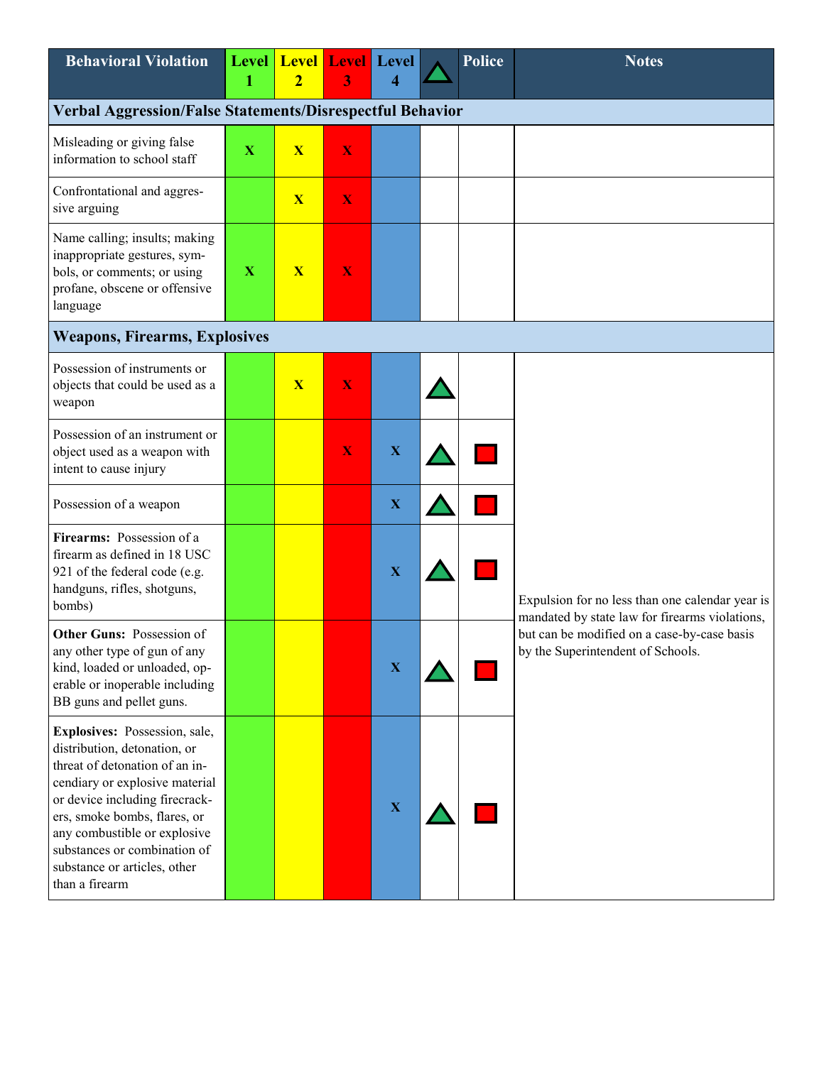| Behavioral Violation | Level 1 | Level 2 | Level 3 | Level 4 | △ | Police | Notes |
|---|---|---|---|---|---|---|---|
| **Verbal Aggression/False Statements/Disrespectful Behavior** | | | | | | | |
| Misleading or giving false information to school staff | X | X | X | | | | |
| Confrontational and aggressive arguing | | X | X | | | | |
| Name calling; insults; making inappropriate gestures, symbols, or comments; or using profane, obscene or offensive language | X | X | X | | | | |
| **Weapons, Firearms, Explosives** | | | | | | | |
| Possession of instruments or objects that could be used as a weapon | | X | X | | △ | | Expulsion for no less than one calendar year is mandated by state law for firearms violations, but can be modified on a case-by-case basis by the Superintendent of Schools. |
| Possession of an instrument or object used as a weapon with intent to cause injury | | | X | X | △ | ■ | |
| Possession of a weapon | | | | X | △ | ■ | |
| **Firearms:** Possession of a firearm as defined in 18 USC 921 of the federal code (e.g. handguns, rifles, shotguns, bombs) | | | | X | △ | ■ | |
| **Other Guns:** Possession of any other type of gun of any kind, loaded or unloaded, operable or inoperable including BB guns and pellet guns. | | | | X | △ | ■ | |
| **Explosives:** Possession, sale, distribution, detonation, or threat of detonation of an incendiary or explosive material or device including firecrackers, smoke bombs, flares, or any combustible or explosive substances or combination of substance or articles, other than a firearm | | | | X | △ | ■ | |